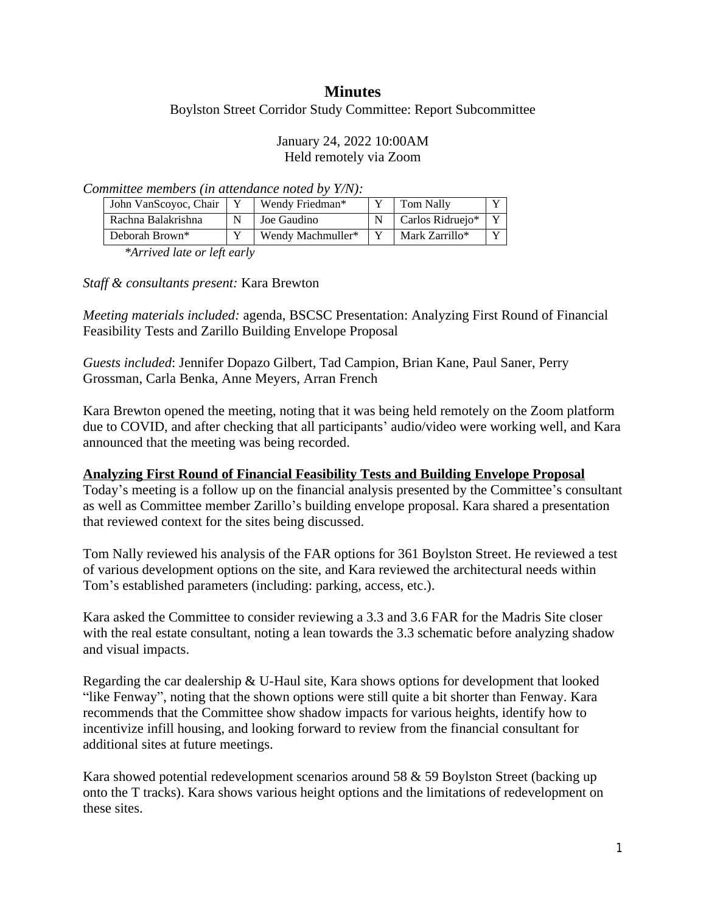# Minutes

Boylston Street Corridor Study Committee: Report Subcommittee

January 24, 2022 10:00AM
Held remotely via Zoom

*Committee members (in attendance noted by Y/N):*

| | | | | | |
|---|---|---|---|---|---|
| John VanScoyoc, Chair | Y | Wendy Friedman* | Y | Tom Nally | Y |
| Rachna Balakrishna | N | Joe Gaudino | N | Carlos Ridruejo* | Y |
| Deborah Brown* | Y | Wendy Machmuller* | Y | Mark Zarrillo* | Y |

*\*Arrived late or left early*

*Staff & consultants present:* Kara Brewton

*Meeting materials included:* agenda, BSCSC Presentation: Analyzing First Round of Financial Feasibility Tests and Zarillo Building Envelope Proposal

*Guests included*: Jennifer Dopazo Gilbert, Tad Campion, Brian Kane, Paul Saner, Perry Grossman, Carla Benka, Anne Meyers, Arran French

Kara Brewton opened the meeting, noting that it was being held remotely on the Zoom platform due to COVID, and after checking that all participants' audio/video were working well, and Kara announced that the meeting was being recorded.

**Analyzing First Round of Financial Feasibility Tests and Building Envelope Proposal**

Today's meeting is a follow up on the financial analysis presented by the Committee's consultant as well as Committee member Zarillo's building envelope proposal. Kara shared a presentation that reviewed context for the sites being discussed.

Tom Nally reviewed his analysis of the FAR options for 361 Boylston Street. He reviewed a test of various development options on the site, and Kara reviewed the architectural needs within Tom's established parameters (including: parking, access, etc.).

Kara asked the Committee to consider reviewing a 3.3 and 3.6 FAR for the Madris Site closer with the real estate consultant, noting a lean towards the 3.3 schematic before analyzing shadow and visual impacts.

Regarding the car dealership & U-Haul site, Kara shows options for development that looked "like Fenway", noting that the shown options were still quite a bit shorter than Fenway. Kara recommends that the Committee show shadow impacts for various heights, identify how to incentivize infill housing, and looking forward to review from the financial consultant for additional sites at future meetings.

Kara showed potential redevelopment scenarios around 58 & 59 Boylston Street (backing up onto the T tracks). Kara shows various height options and the limitations of redevelopment on these sites.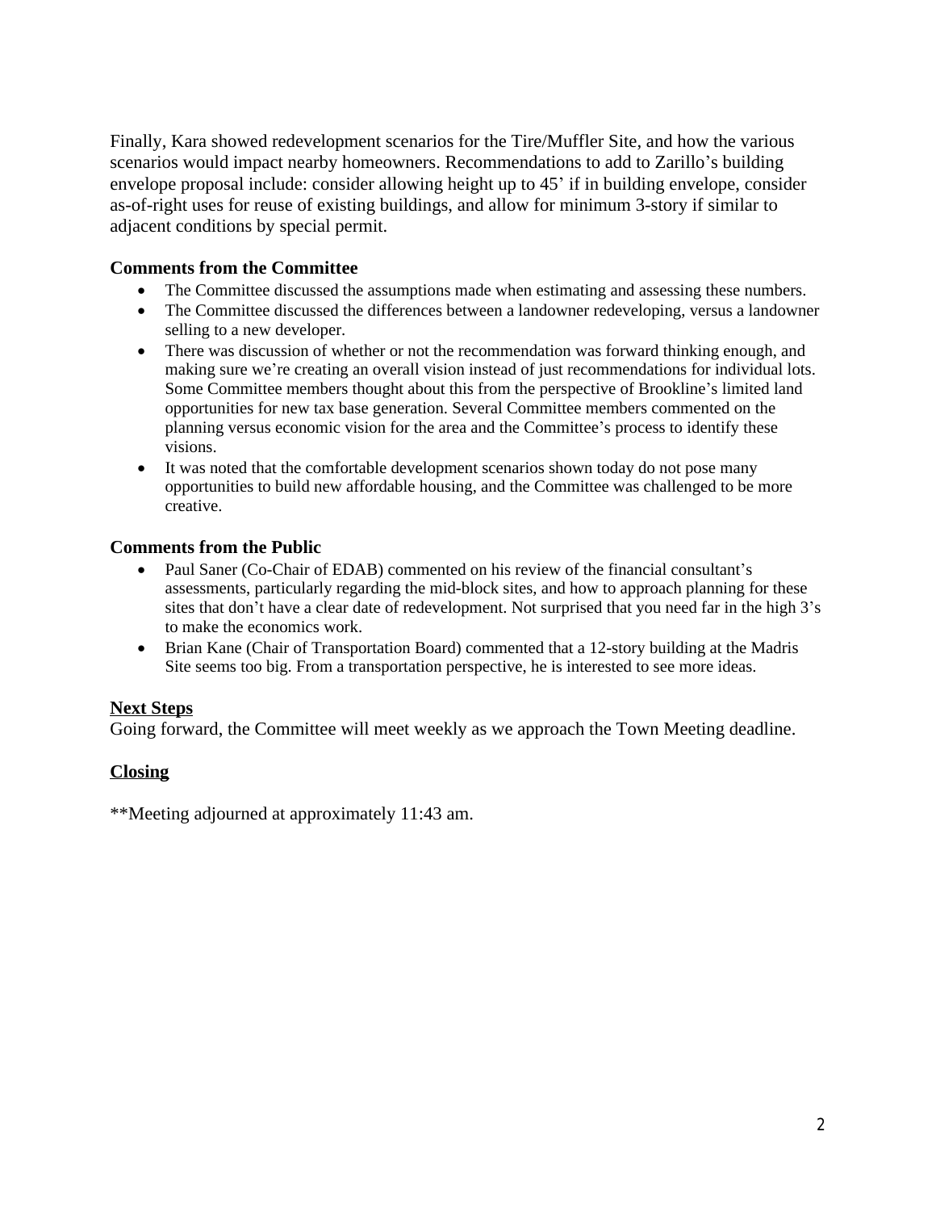Finally, Kara showed redevelopment scenarios for the Tire/Muffler Site, and how the various scenarios would impact nearby homeowners. Recommendations to add to Zarillo's building envelope proposal include: consider allowing height up to 45' if in building envelope, consider as-of-right uses for reuse of existing buildings, and allow for minimum 3-story if similar to adjacent conditions by special permit.

### Comments from the Committee

- The Committee discussed the assumptions made when estimating and assessing these numbers.
- The Committee discussed the differences between a landowner redeveloping, versus a landowner selling to a new developer.
- There was discussion of whether or not the recommendation was forward thinking enough, and making sure we're creating an overall vision instead of just recommendations for individual lots. Some Committee members thought about this from the perspective of Brookline's limited land opportunities for new tax base generation. Several Committee members commented on the planning versus economic vision for the area and the Committee's process to identify these visions.
- It was noted that the comfortable development scenarios shown today do not pose many opportunities to build new affordable housing, and the Committee was challenged to be more creative.

### Comments from the Public

- Paul Saner (Co-Chair of EDAB) commented on his review of the financial consultant's assessments, particularly regarding the mid-block sites, and how to approach planning for these sites that don't have a clear date of redevelopment. Not surprised that you need far in the high 3's to make the economics work.
- Brian Kane (Chair of Transportation Board) commented that a 12-story building at the Madris Site seems too big. From a transportation perspective, he is interested to see more ideas.

### Next Steps

Going forward, the Committee will meet weekly as we approach the Town Meeting deadline.

### Closing

**Meeting adjourned at approximately 11:43 am.